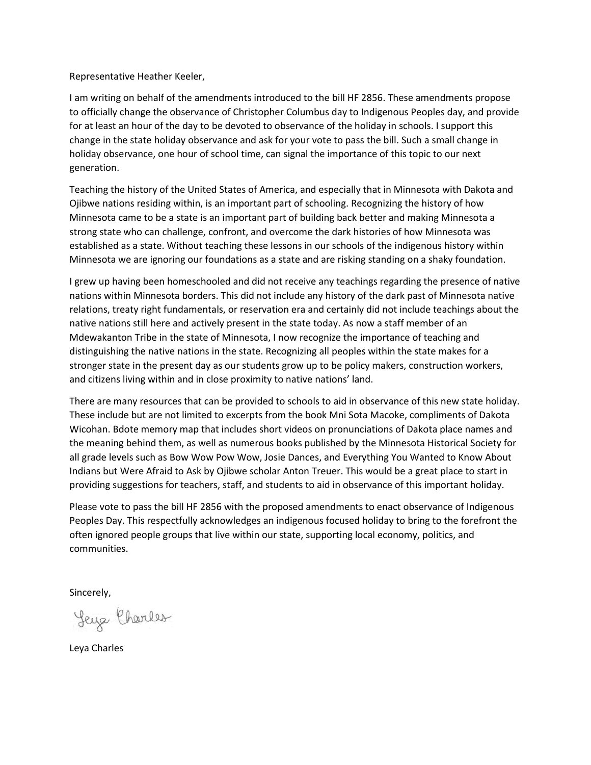Representative Heather Keeler,

I am writing on behalf of the amendments introduced to the bill HF 2856. These amendments propose to officially change the observance of Christopher Columbus day to Indigenous Peoples day, and provide for at least an hour of the day to be devoted to observance of the holiday in schools. I support this change in the state holiday observance and ask for your vote to pass the bill. Such a small change in holiday observance, one hour of school time, can signal the importance of this topic to our next generation.

Teaching the history of the United States of America, and especially that in Minnesota with Dakota and Ojibwe nations residing within, is an important part of schooling. Recognizing the history of how Minnesota came to be a state is an important part of building back better and making Minnesota a strong state who can challenge, confront, and overcome the dark histories of how Minnesota was established as a state. Without teaching these lessons in our schools of the indigenous history within Minnesota we are ignoring our foundations as a state and are risking standing on a shaky foundation.

I grew up having been homeschooled and did not receive any teachings regarding the presence of native nations within Minnesota borders. This did not include any history of the dark past of Minnesota native relations, treaty right fundamentals, or reservation era and certainly did not include teachings about the native nations still here and actively present in the state today. As now a staff member of an Mdewakanton Tribe in the state of Minnesota, I now recognize the importance of teaching and distinguishing the native nations in the state. Recognizing all peoples within the state makes for a stronger state in the present day as our students grow up to be policy makers, construction workers, and citizens living within and in close proximity to native nations' land.

There are many resources that can be provided to schools to aid in observance of this new state holiday. These include but are not limited to excerpts from the book Mni Sota Macoke, compliments of Dakota Wicohan. Bdote memory map that includes short videos on pronunciations of Dakota place names and the meaning behind them, as well as numerous books published by the Minnesota Historical Society for all grade levels such as Bow Wow Pow Wow, Josie Dances, and Everything You Wanted to Know About Indians but Were Afraid to Ask by Ojibwe scholar Anton Treuer. This would be a great place to start in providing suggestions for teachers, staff, and students to aid in observance of this important holiday.

Please vote to pass the bill HF 2856 with the proposed amendments to enact observance of Indigenous Peoples Day. This respectfully acknowledges an indigenous focused holiday to bring to the forefront the often ignored people groups that live within our state, supporting local economy, politics, and communities.

Sincerely,

Leya Charles

Leya Charles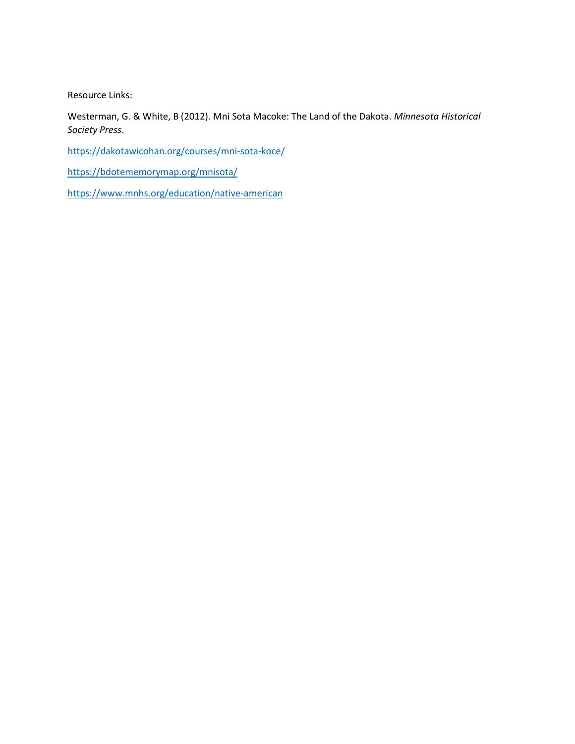Resource Links:

Westerman, G. & White, B (2012). Mni Sota Macoke: The Land of the Dakota. *Minnesota Historical Society Press*.

https://dakotawicohan.org/courses/mni-sota-koce/

https://bdotememorymap.org/mnisota/

https://www.mnhs.org/education/native-american